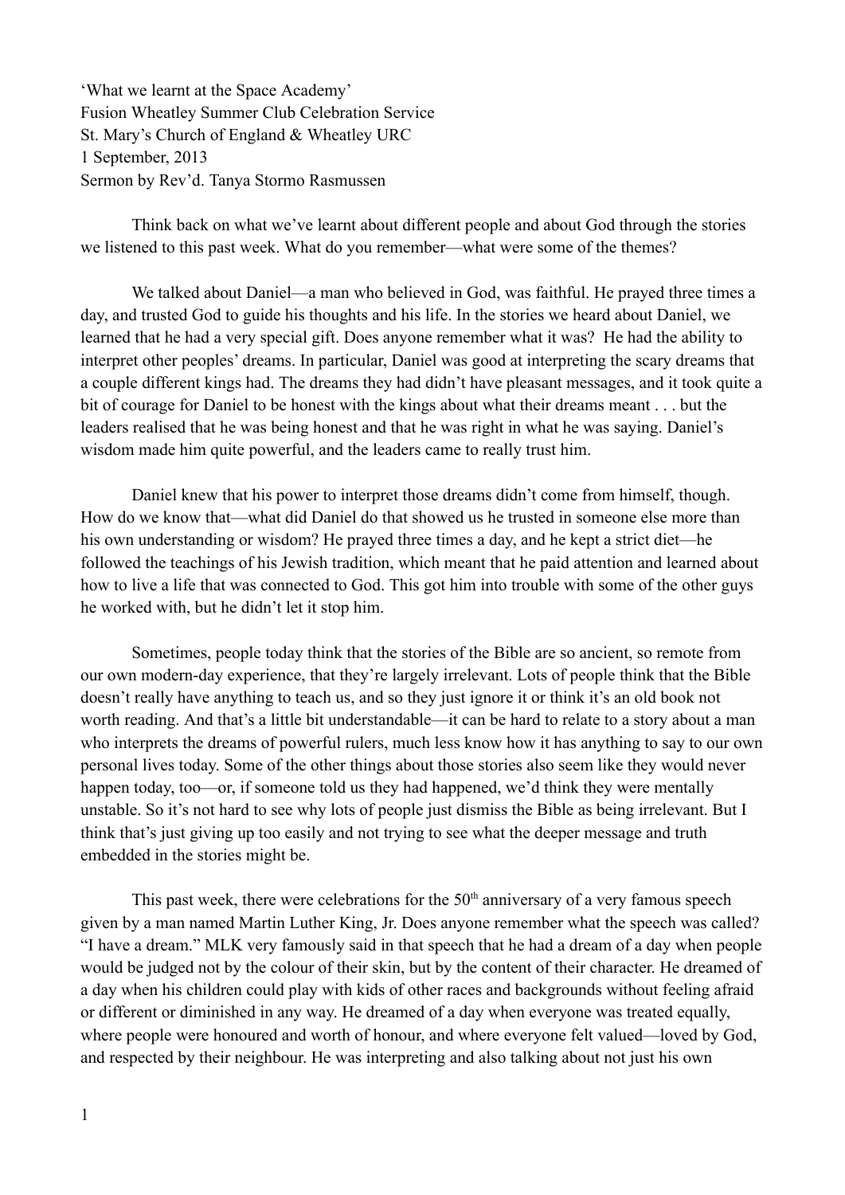'What we learnt at the Space Academy'
Fusion Wheatley Summer Club Celebration Service
St. Mary's Church of England & Wheatley URC
1 September, 2013
Sermon by Rev'd. Tanya Stormo Rasmussen

Think back on what we've learnt about different people and about God through the stories we listened to this past week. What do you remember—what were some of the themes?

We talked about Daniel—a man who believed in God, was faithful. He prayed three times a day, and trusted God to guide his thoughts and his life. In the stories we heard about Daniel, we learned that he had a very special gift. Does anyone remember what it was? He had the ability to interpret other peoples' dreams. In particular, Daniel was good at interpreting the scary dreams that a couple different kings had. The dreams they had didn't have pleasant messages, and it took quite a bit of courage for Daniel to be honest with the kings about what their dreams meant . . . but the leaders realised that he was being honest and that he was right in what he was saying. Daniel's wisdom made him quite powerful, and the leaders came to really trust him.

Daniel knew that his power to interpret those dreams didn't come from himself, though. How do we know that—what did Daniel do that showed us he trusted in someone else more than his own understanding or wisdom? He prayed three times a day, and he kept a strict diet—he followed the teachings of his Jewish tradition, which meant that he paid attention and learned about how to live a life that was connected to God. This got him into trouble with some of the other guys he worked with, but he didn't let it stop him.

Sometimes, people today think that the stories of the Bible are so ancient, so remote from our own modern-day experience, that they're largely irrelevant. Lots of people think that the Bible doesn't really have anything to teach us, and so they just ignore it or think it's an old book not worth reading. And that's a little bit understandable—it can be hard to relate to a story about a man who interprets the dreams of powerful rulers, much less know how it has anything to say to our own personal lives today. Some of the other things about those stories also seem like they would never happen today, too—or, if someone told us they had happened, we'd think they were mentally unstable. So it's not hard to see why lots of people just dismiss the Bible as being irrelevant. But I think that's just giving up too easily and not trying to see what the deeper message and truth embedded in the stories might be.

This past week, there were celebrations for the 50th anniversary of a very famous speech given by a man named Martin Luther King, Jr. Does anyone remember what the speech was called? "I have a dream." MLK very famously said in that speech that he had a dream of a day when people would be judged not by the colour of their skin, but by the content of their character. He dreamed of a day when his children could play with kids of other races and backgrounds without feeling afraid or different or diminished in any way. He dreamed of a day when everyone was treated equally, where people were honoured and worth of honour, and where everyone felt valued—loved by God, and respected by their neighbour. He was interpreting and also talking about not just his own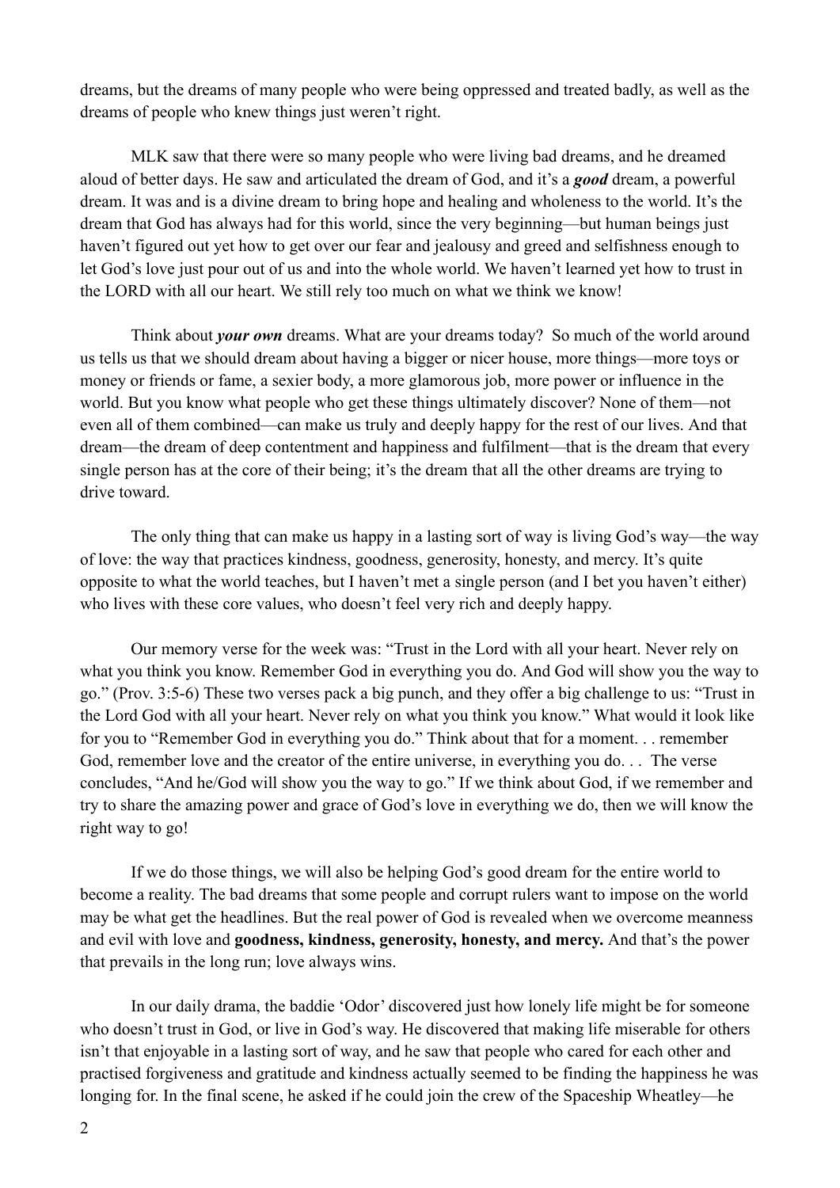dreams, but the dreams of many people who were being oppressed and treated badly, as well as the dreams of people who knew things just weren't right.

MLK saw that there were so many people who were living bad dreams, and he dreamed aloud of better days. He saw and articulated the dream of God, and it's a ***good*** dream, a powerful dream. It was and is a divine dream to bring hope and healing and wholeness to the world. It's the dream that God has always had for this world, since the very beginning—but human beings just haven't figured out yet how to get over our fear and jealousy and greed and selfishness enough to let God's love just pour out of us and into the whole world. We haven't learned yet how to trust in the LORD with all our heart. We still rely too much on what we think we know!

Think about ***your own*** dreams. What are your dreams today? So much of the world around us tells us that we should dream about having a bigger or nicer house, more things—more toys or money or friends or fame, a sexier body, a more glamorous job, more power or influence in the world. But you know what people who get these things ultimately discover? None of them—not even all of them combined—can make us truly and deeply happy for the rest of our lives. And that dream—the dream of deep contentment and happiness and fulfilment—that is the dream that every single person has at the core of their being; it's the dream that all the other dreams are trying to drive toward.

The only thing that can make us happy in a lasting sort of way is living God's way—the way of love: the way that practices kindness, goodness, generosity, honesty, and mercy. It's quite opposite to what the world teaches, but I haven't met a single person (and I bet you haven't either) who lives with these core values, who doesn't feel very rich and deeply happy.

Our memory verse for the week was: "Trust in the Lord with all your heart. Never rely on what you think you know. Remember God in everything you do. And God will show you the way to go." (Prov. 3:5-6) These two verses pack a big punch, and they offer a big challenge to us: "Trust in the Lord God with all your heart. Never rely on what you think you know." What would it look like for you to "Remember God in everything you do." Think about that for a moment. . . remember God, remember love and the creator of the entire universe, in everything you do. . . The verse concludes, "And he/God will show you the way to go." If we think about God, if we remember and try to share the amazing power and grace of God's love in everything we do, then we will know the right way to go!

If we do those things, we will also be helping God's good dream for the entire world to become a reality. The bad dreams that some people and corrupt rulers want to impose on the world may be what get the headlines. But the real power of God is revealed when we overcome meanness and evil with love and **goodness, kindness, generosity, honesty, and mercy.** And that's the power that prevails in the long run; love always wins.

In our daily drama, the baddie 'Odor' discovered just how lonely life might be for someone who doesn't trust in God, or live in God's way. He discovered that making life miserable for others isn't that enjoyable in a lasting sort of way, and he saw that people who cared for each other and practised forgiveness and gratitude and kindness actually seemed to be finding the happiness he was longing for. In the final scene, he asked if he could join the crew of the Spaceship Wheatley—he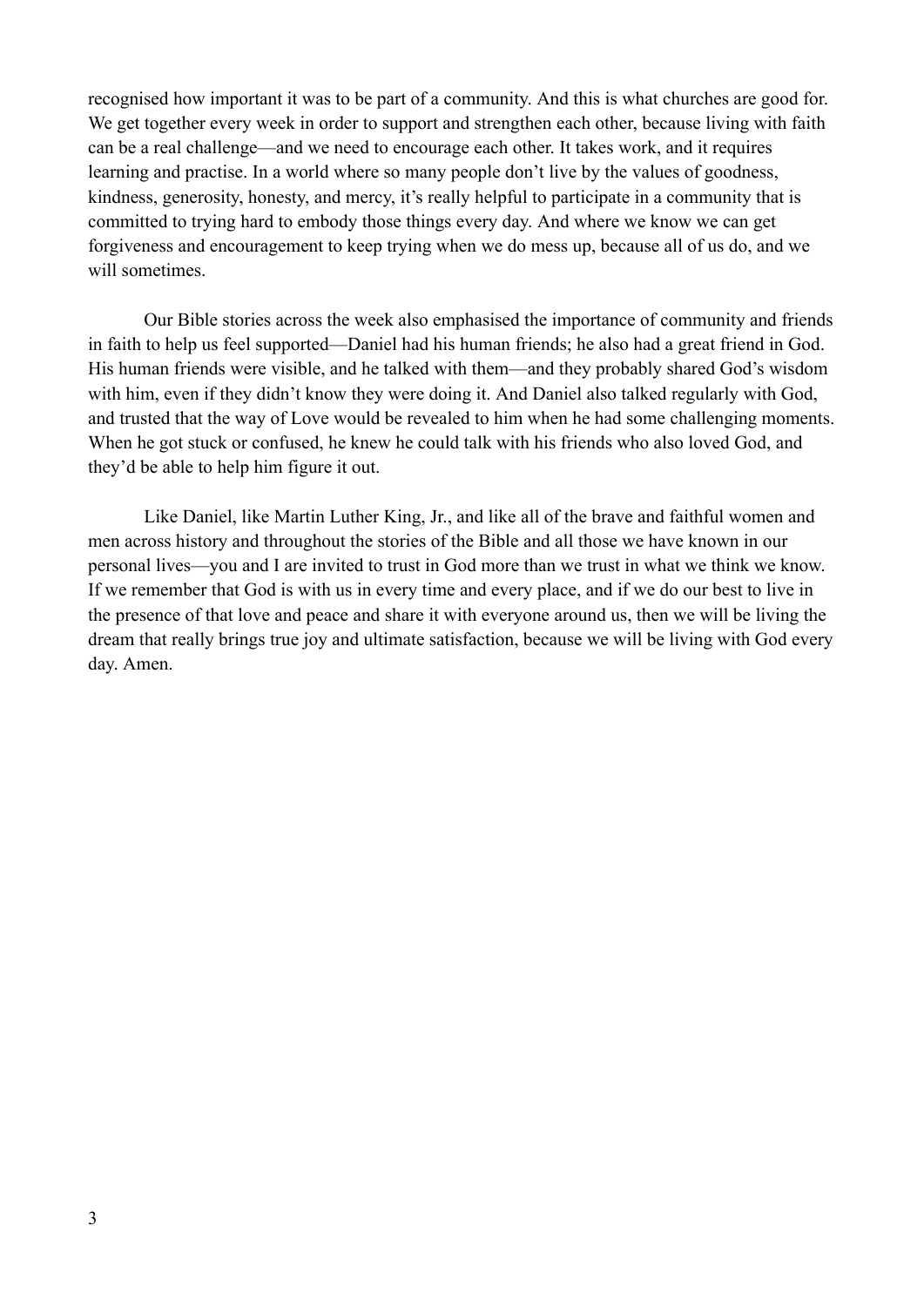recognised how important it was to be part of a community. And this is what churches are good for. We get together every week in order to support and strengthen each other, because living with faith can be a real challenge—and we need to encourage each other. It takes work, and it requires learning and practise. In a world where so many people don't live by the values of goodness, kindness, generosity, honesty, and mercy, it's really helpful to participate in a community that is committed to trying hard to embody those things every day. And where we know we can get forgiveness and encouragement to keep trying when we do mess up, because all of us do, and we will sometimes.

Our Bible stories across the week also emphasised the importance of community and friends in faith to help us feel supported—Daniel had his human friends; he also had a great friend in God. His human friends were visible, and he talked with them—and they probably shared God's wisdom with him, even if they didn't know they were doing it. And Daniel also talked regularly with God, and trusted that the way of Love would be revealed to him when he had some challenging moments. When he got stuck or confused, he knew he could talk with his friends who also loved God, and they'd be able to help him figure it out.

Like Daniel, like Martin Luther King, Jr., and like all of the brave and faithful women and men across history and throughout the stories of the Bible and all those we have known in our personal lives—you and I are invited to trust in God more than we trust in what we think we know. If we remember that God is with us in every time and every place, and if we do our best to live in the presence of that love and peace and share it with everyone around us, then we will be living the dream that really brings true joy and ultimate satisfaction, because we will be living with God every day. Amen.